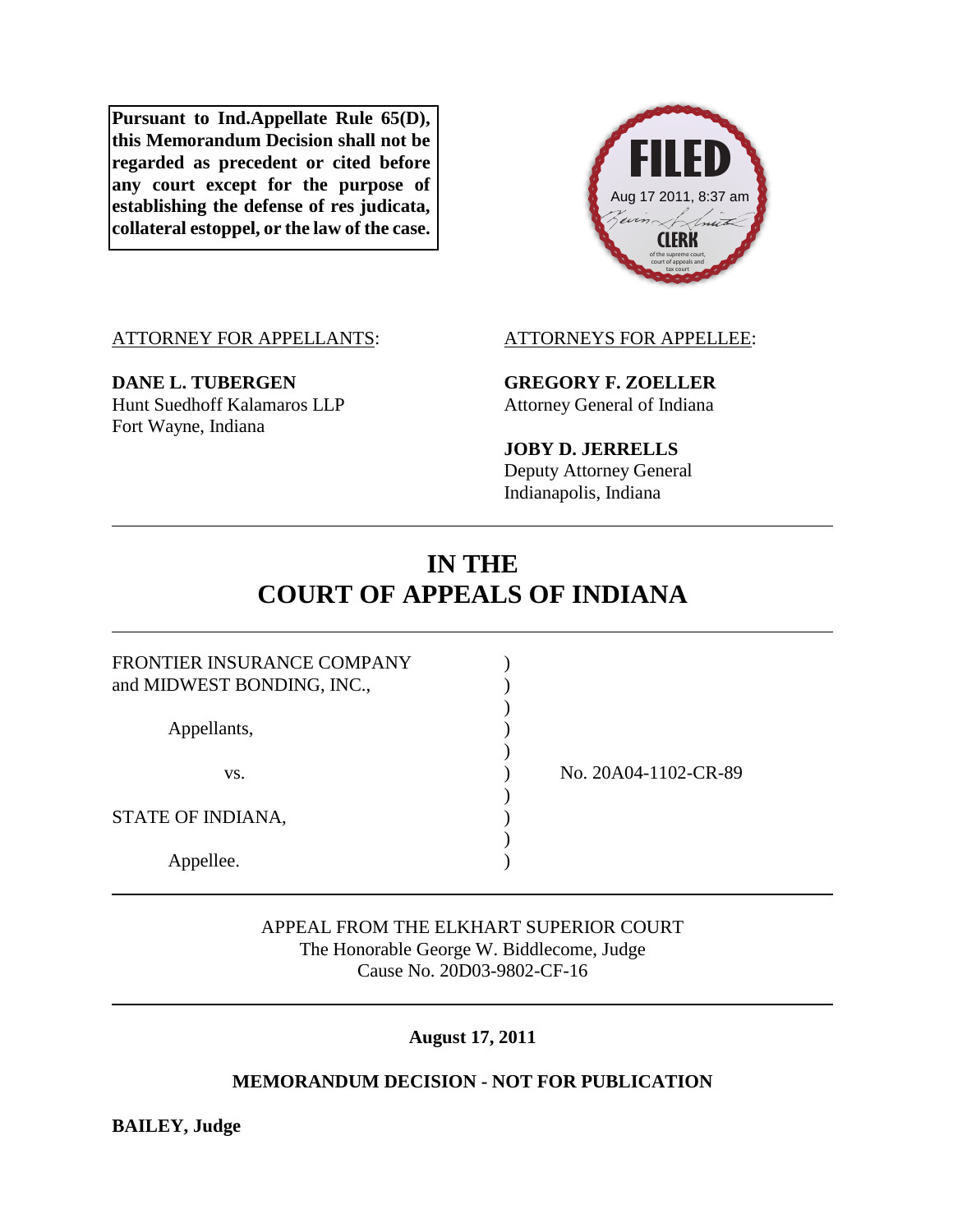**Pursuant to Ind.Appellate Rule 65(D), this Memorandum Decision shall not be regarded as precedent or cited before any court except for the purpose of establishing the defense of res judicata, collateral estoppel, or the law of the case.**

FILED
Aug 17 2011, 8:37 am
CLERK
of the supreme court, court of appeals and tax court

ATTORNEY FOR APPELLANTS:

**DANE L. TUBERGEN**
Hunt Suedhoff Kalamaros LLP
Fort Wayne, Indiana

ATTORNEYS FOR APPELLEE:

**GREGORY F. ZOELLER**
Attorney General of Indiana

**JOBY D. JERRELLS**
Deputy Attorney General
Indianapolis, Indiana

# IN THE COURT OF APPEALS OF INDIANA

FRONTIER INSURANCE COMPANY and MIDWEST BONDING, INC.,

Appellants,

vs.

STATE OF INDIANA,

Appellee.

No. 20A04-1102-CR-89

APPEAL FROM THE ELKHART SUPERIOR COURT
The Honorable George W. Biddlecome, Judge
Cause No. 20D03-9802-CF-16

**August 17, 2011**

**MEMORANDUM DECISION - NOT FOR PUBLICATION**

**BAILEY, Judge**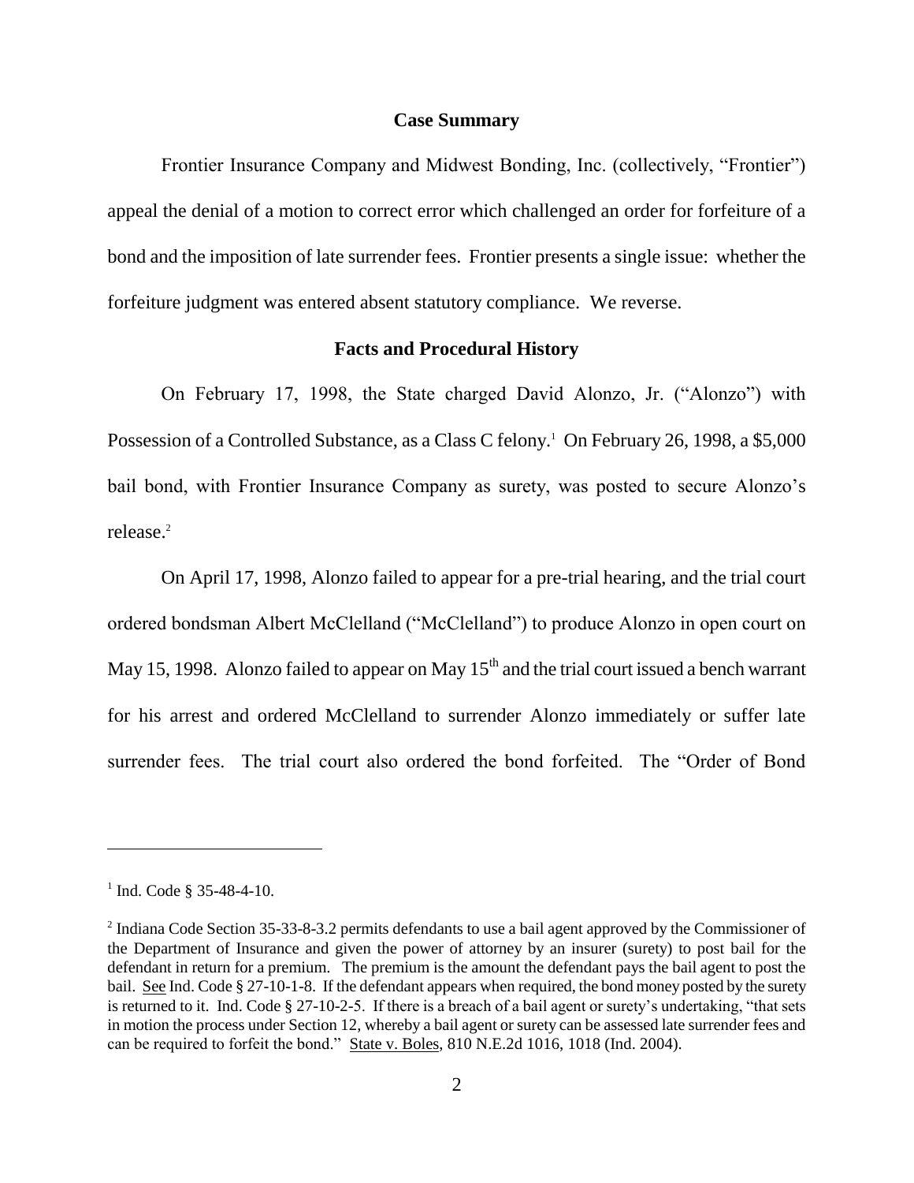## Case Summary

Frontier Insurance Company and Midwest Bonding, Inc. (collectively, "Frontier") appeal the denial of a motion to correct error which challenged an order for forfeiture of a bond and the imposition of late surrender fees. Frontier presents a single issue: whether the forfeiture judgment was entered absent statutory compliance. We reverse.

## Facts and Procedural History

On February 17, 1998, the State charged David Alonzo, Jr. ("Alonzo") with Possession of a Controlled Substance, as a Class C felony.[1] On February 26, 1998, a $5,000 bail bond, with Frontier Insurance Company as surety, was posted to secure Alonzo's release.[2]

On April 17, 1998, Alonzo failed to appear for a pre-trial hearing, and the trial court ordered bondsman Albert McClelland ("McClelland") to produce Alonzo in open court on May 15, 1998. Alonzo failed to appear on May 15th and the trial court issued a bench warrant for his arrest and ordered McClelland to surrender Alonzo immediately or suffer late surrender fees. The trial court also ordered the bond forfeited. The "Order of Bond

---

[1] Ind. Code § 35-48-4-10.

[2] Indiana Code Section 35-33-8-3.2 permits defendants to use a bail agent approved by the Commissioner of the Department of Insurance and given the power of attorney by an insurer (surety) to post bail for the defendant in return for a premium. The premium is the amount the defendant pays the bail agent to post the bail. See Ind. Code § 27-10-1-8. If the defendant appears when required, the bond money posted by the surety is returned to it. Ind. Code § 27-10-2-5. If there is a breach of a bail agent or surety's undertaking, "that sets in motion the process under Section 12, whereby a bail agent or surety can be assessed late surrender fees and can be required to forfeit the bond." State v. Boles, 810 N.E.2d 1016, 1018 (Ind. 2004).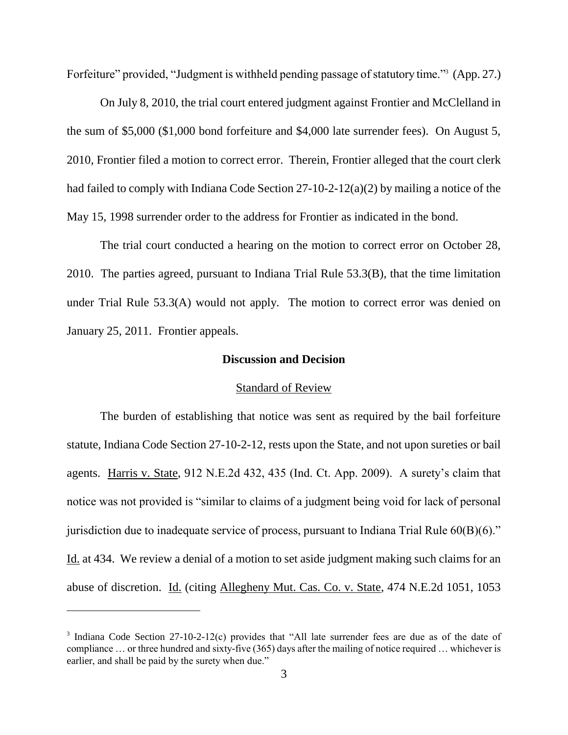Forfeiture" provided, "Judgment is withheld pending passage of statutory time."[3] (App. 27.)

On July 8, 2010, the trial court entered judgment against Frontier and McClelland in the sum of $5,000 ($1,000 bond forfeiture and $4,000 late surrender fees). On August 5, 2010, Frontier filed a motion to correct error. Therein, Frontier alleged that the court clerk had failed to comply with Indiana Code Section 27-10-2-12(a)(2) by mailing a notice of the May 15, 1998 surrender order to the address for Frontier as indicated in the bond.

The trial court conducted a hearing on the motion to correct error on October 28, 2010. The parties agreed, pursuant to Indiana Trial Rule 53.3(B), that the time limitation under Trial Rule 53.3(A) would not apply. The motion to correct error was denied on January 25, 2011. Frontier appeals.

## Discussion and Decision

### Standard of Review

The burden of establishing that notice was sent as required by the bail forfeiture statute, Indiana Code Section 27-10-2-12, rests upon the State, and not upon sureties or bail agents. Harris v. State, 912 N.E.2d 432, 435 (Ind. Ct. App. 2009). A surety's claim that notice was not provided is "similar to claims of a judgment being void for lack of personal jurisdiction due to inadequate service of process, pursuant to Indiana Trial Rule 60(B)(6)." Id. at 434. We review a denial of a motion to set aside judgment making such claims for an abuse of discretion. Id. (citing Allegheny Mut. Cas. Co. v. State, 474 N.E.2d 1051, 1053

---

[3] Indiana Code Section 27-10-2-12(c) provides that "All late surrender fees are due as of the date of compliance … or three hundred and sixty-five (365) days after the mailing of notice required … whichever is earlier, and shall be paid by the surety when due."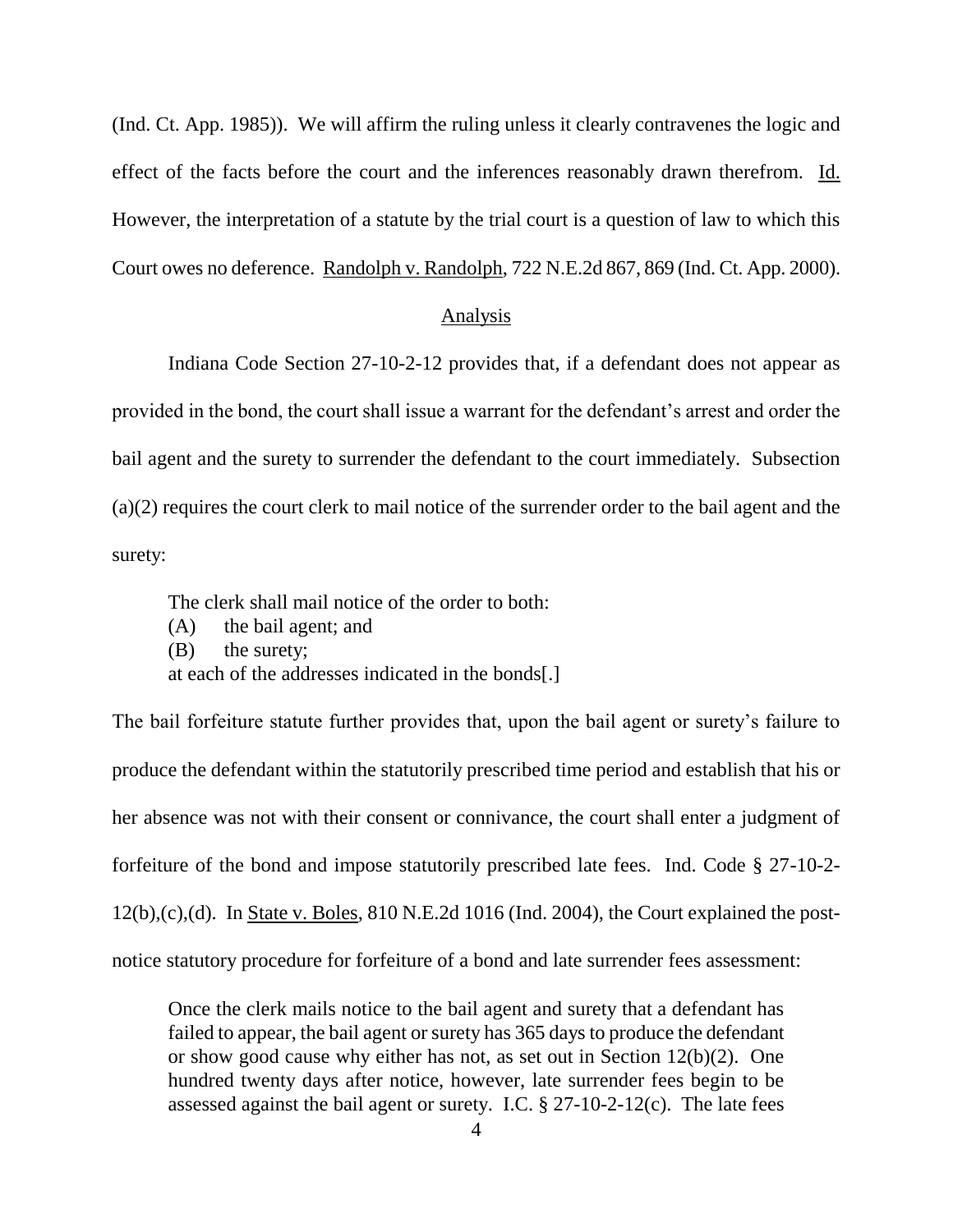(Ind. Ct. App. 1985)). We will affirm the ruling unless it clearly contravenes the logic and effect of the facts before the court and the inferences reasonably drawn therefrom. Id. However, the interpretation of a statute by the trial court is a question of law to which this Court owes no deference. Randolph v. Randolph, 722 N.E.2d 867, 869 (Ind. Ct. App. 2000).

## Analysis

Indiana Code Section 27-10-2-12 provides that, if a defendant does not appear as provided in the bond, the court shall issue a warrant for the defendant's arrest and order the bail agent and the surety to surrender the defendant to the court immediately. Subsection (a)(2) requires the court clerk to mail notice of the surrender order to the bail agent and the surety:

> The clerk shall mail notice of the order to both:
> (A) the bail agent; and
> (B) the surety;
> at each of the addresses indicated in the bonds[.]

The bail forfeiture statute further provides that, upon the bail agent or surety's failure to produce the defendant within the statutorily prescribed time period and establish that his or her absence was not with their consent or connivance, the court shall enter a judgment of forfeiture of the bond and impose statutorily prescribed late fees. Ind. Code § 27-10-2-12(b),(c),(d). In State v. Boles, 810 N.E.2d 1016 (Ind. 2004), the Court explained the post-notice statutory procedure for forfeiture of a bond and late surrender fees assessment:

> Once the clerk mails notice to the bail agent and surety that a defendant has failed to appear, the bail agent or surety has 365 days to produce the defendant or show good cause why either has not, as set out in Section 12(b)(2). One hundred twenty days after notice, however, late surrender fees begin to be assessed against the bail agent or surety. I.C. § 27-10-2-12(c). The late fees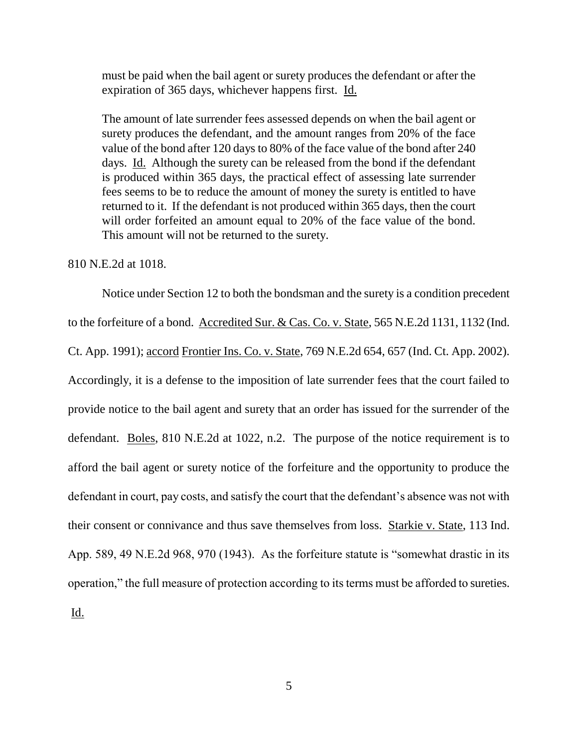> must be paid when the bail agent or surety produces the defendant or after the expiration of 365 days, whichever happens first. Id.
>
> The amount of late surrender fees assessed depends on when the bail agent or surety produces the defendant, and the amount ranges from 20% of the face value of the bond after 120 days to 80% of the face value of the bond after 240 days. Id. Although the surety can be released from the bond if the defendant is produced within 365 days, the practical effect of assessing late surrender fees seems to be to reduce the amount of money the surety is entitled to have returned to it. If the defendant is not produced within 365 days, then the court will order forfeited an amount equal to 20% of the face value of the bond. This amount will not be returned to the surety.

810 N.E.2d at 1018.

Notice under Section 12 to both the bondsman and the surety is a condition precedent to the forfeiture of a bond. Accredited Sur. & Cas. Co. v. State, 565 N.E.2d 1131, 1132 (Ind. Ct. App. 1991); accord Frontier Ins. Co. v. State, 769 N.E.2d 654, 657 (Ind. Ct. App. 2002). Accordingly, it is a defense to the imposition of late surrender fees that the court failed to provide notice to the bail agent and surety that an order has issued for the surrender of the defendant. Boles, 810 N.E.2d at 1022, n.2. The purpose of the notice requirement is to afford the bail agent or surety notice of the forfeiture and the opportunity to produce the defendant in court, pay costs, and satisfy the court that the defendant's absence was not with their consent or connivance and thus save themselves from loss. Starkie v. State, 113 Ind. App. 589, 49 N.E.2d 968, 970 (1943). As the forfeiture statute is "somewhat drastic in its operation," the full measure of protection according to its terms must be afforded to sureties. Id.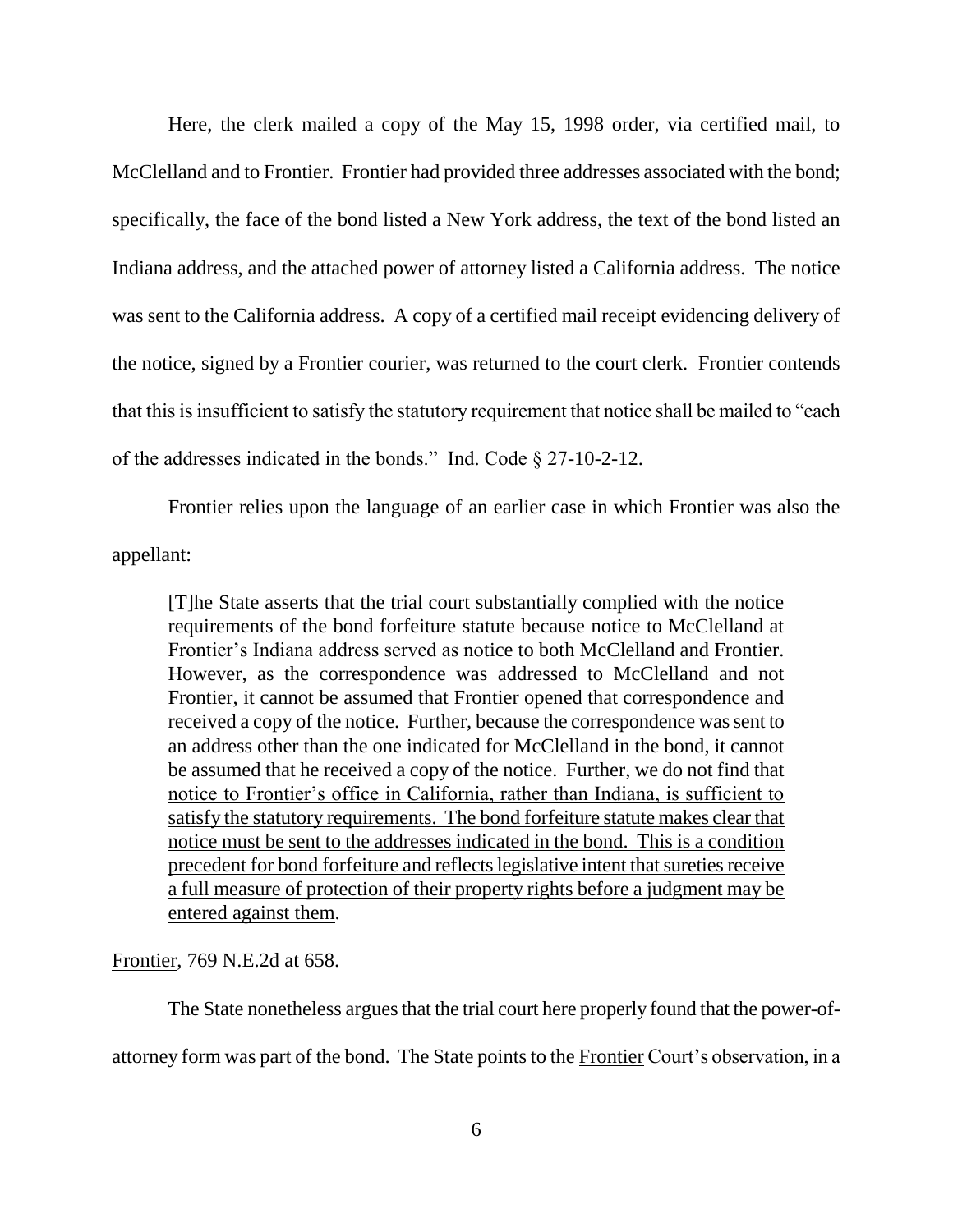Here, the clerk mailed a copy of the May 15, 1998 order, via certified mail, to McClelland and to Frontier. Frontier had provided three addresses associated with the bond; specifically, the face of the bond listed a New York address, the text of the bond listed an Indiana address, and the attached power of attorney listed a California address. The notice was sent to the California address. A copy of a certified mail receipt evidencing delivery of the notice, signed by a Frontier courier, was returned to the court clerk. Frontier contends that this is insufficient to satisfy the statutory requirement that notice shall be mailed to "each of the addresses indicated in the bonds." Ind. Code § 27-10-2-12.

Frontier relies upon the language of an earlier case in which Frontier was also the appellant:

> [T]he State asserts that the trial court substantially complied with the notice requirements of the bond forfeiture statute because notice to McClelland at Frontier's Indiana address served as notice to both McClelland and Frontier. However, as the correspondence was addressed to McClelland and not Frontier, it cannot be assumed that Frontier opened that correspondence and received a copy of the notice. Further, because the correspondence was sent to an address other than the one indicated for McClelland in the bond, it cannot be assumed that he received a copy of the notice. <u>Further, we do not find that notice to Frontier's office in California, rather than Indiana, is sufficient to satisfy the statutory requirements. The bond forfeiture statute makes clear that notice must be sent to the addresses indicated in the bond. This is a condition precedent for bond forfeiture and reflects legislative intent that sureties receive a full measure of protection of their property rights before a judgment may be entered against them</u>.

<u>Frontier</u>, 769 N.E.2d at 658.

The State nonetheless argues that the trial court here properly found that the power-of-attorney form was part of the bond. The State points to the <u>Frontier</u> Court's observation, in a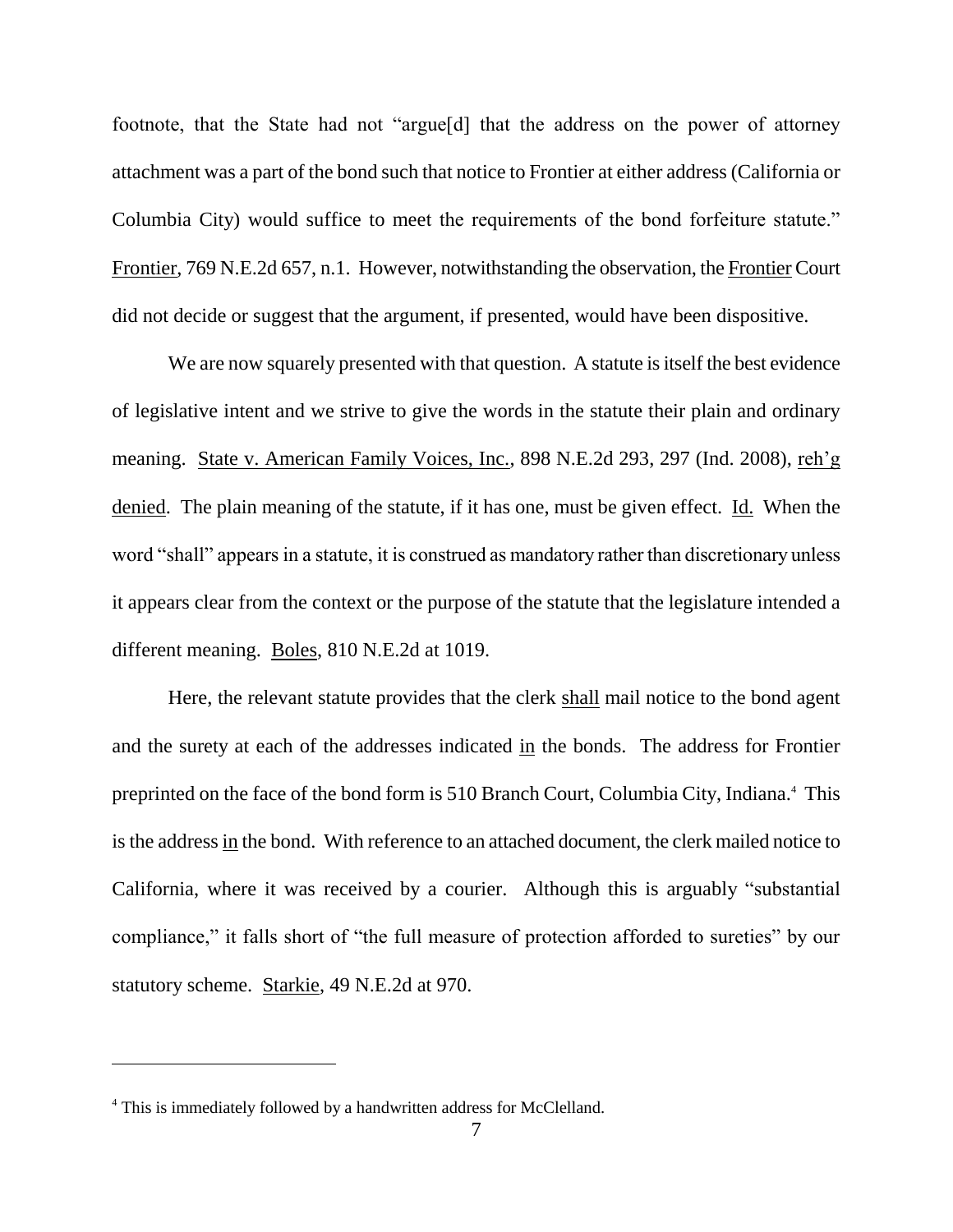footnote, that the State had not "argue[d] that the address on the power of attorney attachment was a part of the bond such that notice to Frontier at either address (California or Columbia City) would suffice to meet the requirements of the bond forfeiture statute." Frontier, 769 N.E.2d 657, n.1. However, notwithstanding the observation, the Frontier Court did not decide or suggest that the argument, if presented, would have been dispositive.

We are now squarely presented with that question. A statute is itself the best evidence of legislative intent and we strive to give the words in the statute their plain and ordinary meaning. State v. American Family Voices, Inc., 898 N.E.2d 293, 297 (Ind. 2008), reh'g denied. The plain meaning of the statute, if it has one, must be given effect. Id. When the word "shall" appears in a statute, it is construed as mandatory rather than discretionary unless it appears clear from the context or the purpose of the statute that the legislature intended a different meaning. Boles, 810 N.E.2d at 1019.

Here, the relevant statute provides that the clerk shall mail notice to the bond agent and the surety at each of the addresses indicated in the bonds. The address for Frontier preprinted on the face of the bond form is 510 Branch Court, Columbia City, Indiana.[4] This is the address in the bond. With reference to an attached document, the clerk mailed notice to California, where it was received by a courier. Although this is arguably "substantial compliance," it falls short of "the full measure of protection afforded to sureties" by our statutory scheme. Starkie, 49 N.E.2d at 970.

---

[4] This is immediately followed by a handwritten address for McClelland.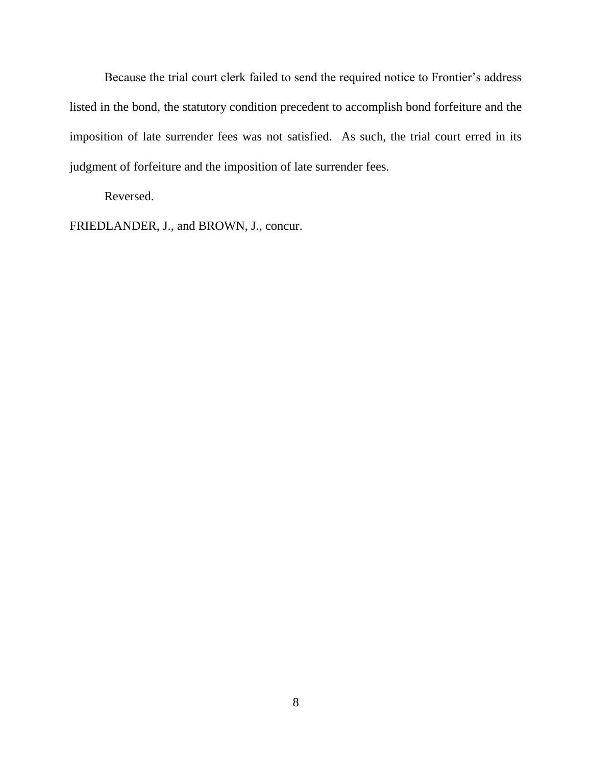Because the trial court clerk failed to send the required notice to Frontier's address listed in the bond, the statutory condition precedent to accomplish bond forfeiture and the imposition of late surrender fees was not satisfied. As such, the trial court erred in its judgment of forfeiture and the imposition of late surrender fees.

Reversed.

FRIEDLANDER, J., and BROWN, J., concur.